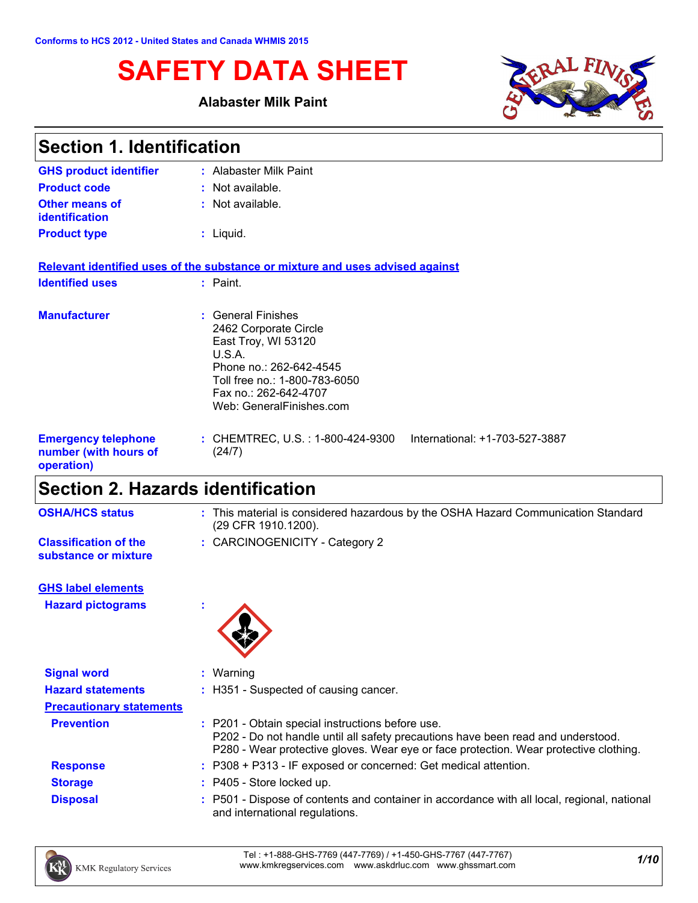Conforms to HCS 2012 - United States and Canada WHMIS 2015

# SAFETY DATA SHEET

**Alabaster Milk Paint**

## Section 1. Identification

| | |
|---|---|
| **GHS product identifier** | : Alabaster Milk Paint |
| **Product code** | : Not available. |
| **Other means of identification** | : Not available. |
| **Product type** | : Liquid. |

**Relevant identified uses of the substance or mixture and uses advised against**

| | |
|---|---|
| **Identified uses** | : Paint. |
| **Manufacturer** | : General Finishes<br>2462 Corporate Circle<br>East Troy, WI 53120<br>U.S.A.<br>Phone no.: 262-642-4545<br>Toll free no.: 1-800-783-6050<br>Fax no.: 262-642-4707<br>Web: GeneralFinishes.com |
| **Emergency telephone number (with hours of operation)** | : CHEMTREC, U.S. : 1-800-424-9300 International: +1-703-527-3887 (24/7) |

## Section 2. Hazards identification

| | |
|---|---|
| **OSHA/HCS status** | : This material is considered hazardous by the OSHA Hazard Communication Standard (29 CFR 1910.1200). |
| **Classification of the substance or mixture** | : CARCINOGENICITY - Category 2 |

**GHS label elements**

| | |
|---|---|
| **Hazard pictograms** | : |
| **Signal word** | : Warning |
| **Hazard statements** | : H351 - Suspected of causing cancer. |

**Precautionary statements**

| | |
|---|---|
| **Prevention** | : P201 - Obtain special instructions before use.<br>P202 - Do not handle until all safety precautions have been read and understood.<br>P280 - Wear protective gloves. Wear eye or face protection. Wear protective clothing. |
| **Response** | : P308 + P313 - IF exposed or concerned: Get medical attention. |
| **Storage** | : P405 - Store locked up. |
| **Disposal** | : P501 - Dispose of contents and container in accordance with all local, regional, national and international regulations. |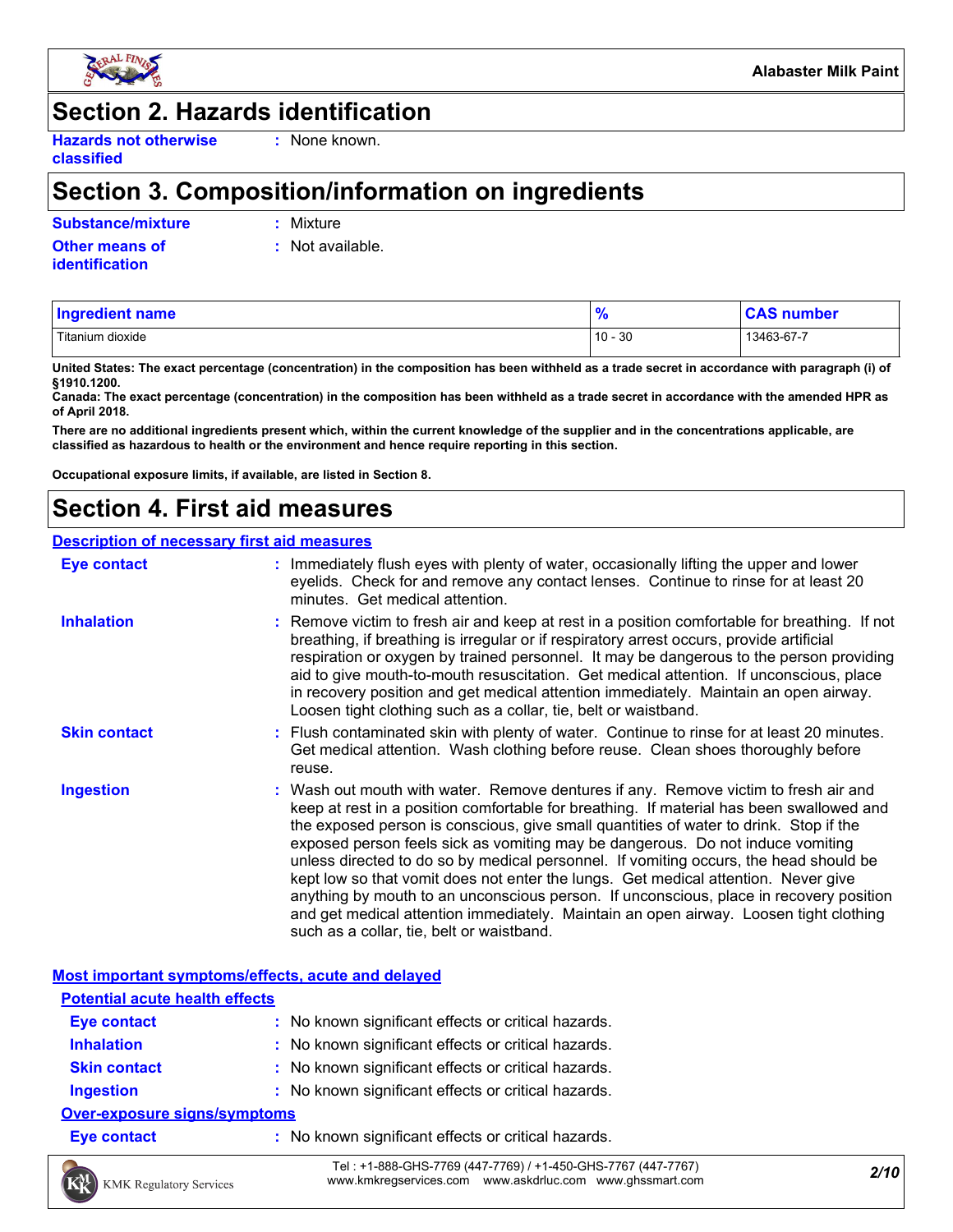## Section 2. Hazards identification

**Hazards not otherwise classified** : None known.

## Section 3. Composition/information on ingredients

**Substance/mixture** : Mixture

**Other means of identification** : Not available.

| Ingredient name | % | CAS number |
|---|---|---|
| Titanium dioxide | 10 - 30 | 13463-67-7 |

**United States: The exact percentage (concentration) in the composition has been withheld as a trade secret in accordance with paragraph (i) of §1910.1200.**

**Canada: The exact percentage (concentration) in the composition has been withheld as a trade secret in accordance with the amended HPR as of April 2018.**

**There are no additional ingredients present which, within the current knowledge of the supplier and in the concentrations applicable, are classified as hazardous to health or the environment and hence require reporting in this section.**

**Occupational exposure limits, if available, are listed in Section 8.**

## Section 4. First aid measures

### Description of necessary first aid measures

**Eye contact** : Immediately flush eyes with plenty of water, occasionally lifting the upper and lower eyelids. Check for and remove any contact lenses. Continue to rinse for at least 20 minutes. Get medical attention.

**Inhalation** : Remove victim to fresh air and keep at rest in a position comfortable for breathing. If not breathing, if breathing is irregular or if respiratory arrest occurs, provide artificial respiration or oxygen by trained personnel. It may be dangerous to the person providing aid to give mouth-to-mouth resuscitation. Get medical attention. If unconscious, place in recovery position and get medical attention immediately. Maintain an open airway. Loosen tight clothing such as a collar, tie, belt or waistband.

**Skin contact** : Flush contaminated skin with plenty of water. Continue to rinse for at least 20 minutes. Get medical attention. Wash clothing before reuse. Clean shoes thoroughly before reuse.

**Ingestion** : Wash out mouth with water. Remove dentures if any. Remove victim to fresh air and keep at rest in a position comfortable for breathing. If material has been swallowed and the exposed person is conscious, give small quantities of water to drink. Stop if the exposed person feels sick as vomiting may be dangerous. Do not induce vomiting unless directed to do so by medical personnel. If vomiting occurs, the head should be kept low so that vomit does not enter the lungs. Get medical attention. Never give anything by mouth to an unconscious person. If unconscious, place in recovery position and get medical attention immediately. Maintain an open airway. Loosen tight clothing such as a collar, tie, belt or waistband.

### Most important symptoms/effects, acute and delayed

#### Potential acute health effects

**Eye contact** : No known significant effects or critical hazards.

**Inhalation** : No known significant effects or critical hazards.

**Skin contact** : No known significant effects or critical hazards.

**Ingestion** : No known significant effects or critical hazards.

#### Over-exposure signs/symptoms

**Eye contact** : No known significant effects or critical hazards.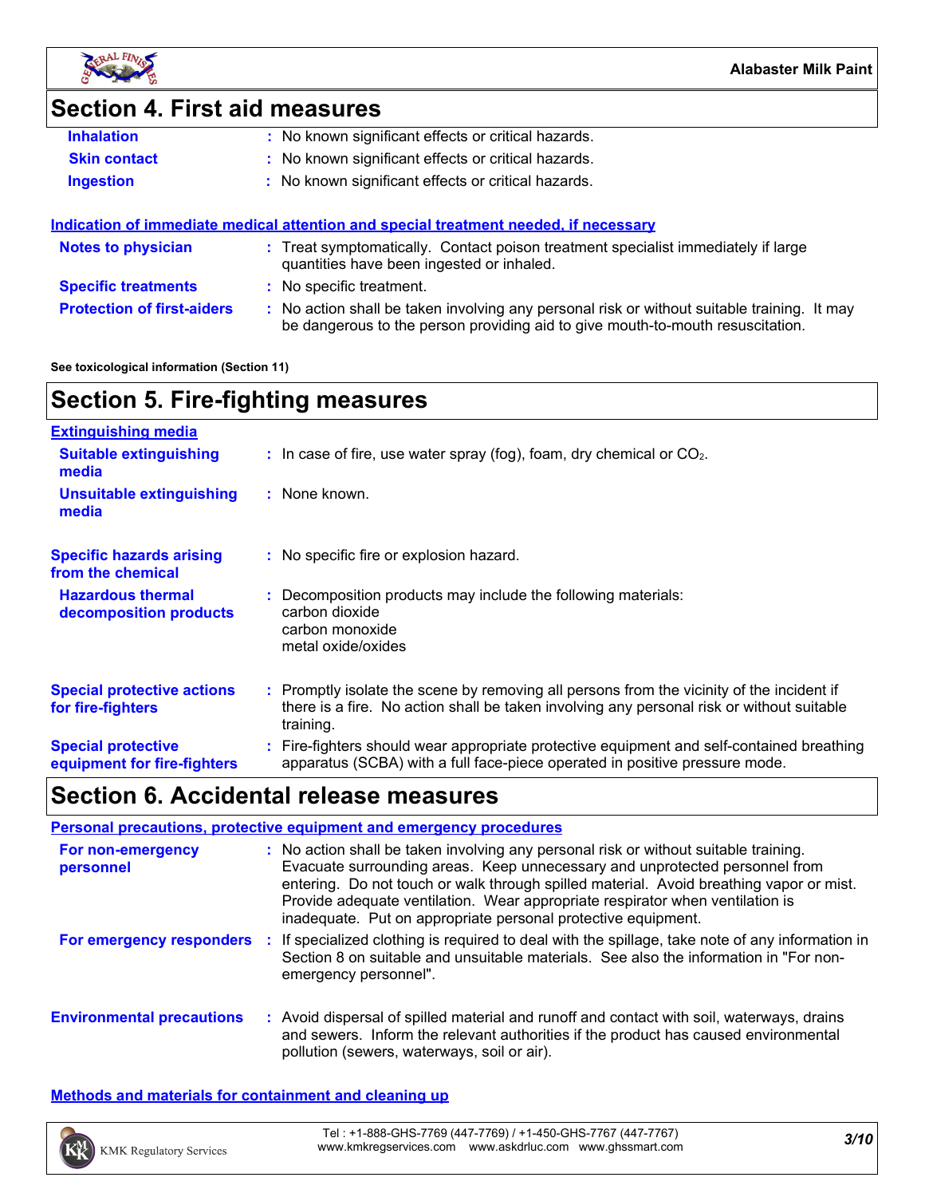## Section 4. First aid measures

**Inhalation** : No known significant effects or critical hazards.

**Skin contact** : No known significant effects or critical hazards.

**Ingestion** : No known significant effects or critical hazards.

### Indication of immediate medical attention and special treatment needed, if necessary

**Notes to physician** : Treat symptomatically. Contact poison treatment specialist immediately if large quantities have been ingested or inhaled.

**Specific treatments** : No specific treatment.

**Protection of first-aiders** : No action shall be taken involving any personal risk or without suitable training. It may be dangerous to the person providing aid to give mouth-to-mouth resuscitation.

**See toxicological information (Section 11)**

## Section 5. Fire-fighting measures

### Extinguishing media

**Suitable extinguishing media** : In case of fire, use water spray (fog), foam, dry chemical or $CO_2$.

**Unsuitable extinguishing media** : None known.

**Specific hazards arising from the chemical** : No specific fire or explosion hazard.

**Hazardous thermal decomposition products** : Decomposition products may include the following materials:
carbon dioxide
carbon monoxide
metal oxide/oxides

**Special protective actions for fire-fighters** : Promptly isolate the scene by removing all persons from the vicinity of the incident if there is a fire. No action shall be taken involving any personal risk or without suitable training.

**Special protective equipment for fire-fighters** : Fire-fighters should wear appropriate protective equipment and self-contained breathing apparatus (SCBA) with a full face-piece operated in positive pressure mode.

## Section 6. Accidental release measures

### Personal precautions, protective equipment and emergency procedures

**For non-emergency personnel** : No action shall be taken involving any personal risk or without suitable training. Evacuate surrounding areas. Keep unnecessary and unprotected personnel from entering. Do not touch or walk through spilled material. Avoid breathing vapor or mist. Provide adequate ventilation. Wear appropriate respirator when ventilation is inadequate. Put on appropriate personal protective equipment.

**For emergency responders** : If specialized clothing is required to deal with the spillage, take note of any information in Section 8 on suitable and unsuitable materials. See also the information in "For non-emergency personnel".

**Environmental precautions** : Avoid dispersal of spilled material and runoff and contact with soil, waterways, drains and sewers. Inform the relevant authorities if the product has caused environmental pollution (sewers, waterways, soil or air).

### Methods and materials for containment and cleaning up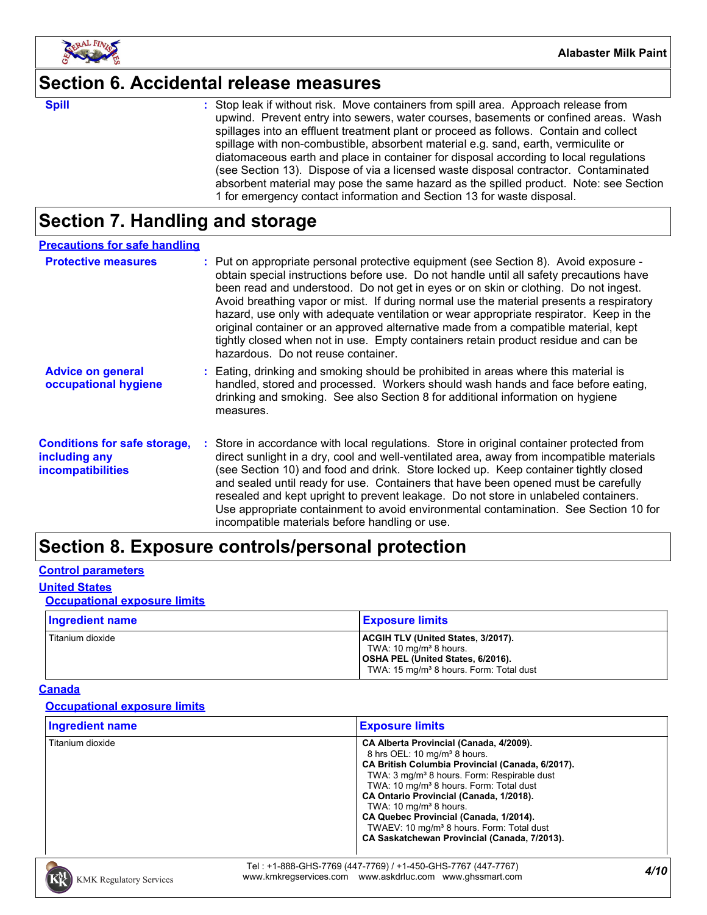## Section 6. Accidental release measures

**Spill** : Stop leak if without risk. Move containers from spill area. Approach release from upwind. Prevent entry into sewers, water courses, basements or confined areas. Wash spillages into an effluent treatment plant or proceed as follows. Contain and collect spillage with non-combustible, absorbent material e.g. sand, earth, vermiculite or diatomaceous earth and place in container for disposal according to local regulations (see Section 13). Dispose of via a licensed waste disposal contractor. Contaminated absorbent material may pose the same hazard as the spilled product. Note: see Section 1 for emergency contact information and Section 13 for waste disposal.

## Section 7. Handling and storage

### Precautions for safe handling

**Protective measures** : Put on appropriate personal protective equipment (see Section 8). Avoid exposure - obtain special instructions before use. Do not handle until all safety precautions have been read and understood. Do not get in eyes or on skin or clothing. Do not ingest. Avoid breathing vapor or mist. If during normal use the material presents a respiratory hazard, use only with adequate ventilation or wear appropriate respirator. Keep in the original container or an approved alternative made from a compatible material, kept tightly closed when not in use. Empty containers retain product residue and can be hazardous. Do not reuse container.

**Advice on general occupational hygiene** : Eating, drinking and smoking should be prohibited in areas where this material is handled, stored and processed. Workers should wash hands and face before eating, drinking and smoking. See also Section 8 for additional information on hygiene measures.

**Conditions for safe storage, including any incompatibilities** : Store in accordance with local regulations. Store in original container protected from direct sunlight in a dry, cool and well-ventilated area, away from incompatible materials (see Section 10) and food and drink. Store locked up. Keep container tightly closed and sealed until ready for use. Containers that have been opened must be carefully resealed and kept upright to prevent leakage. Do not store in unlabeled containers. Use appropriate containment to avoid environmental contamination. See Section 10 for incompatible materials before handling or use.

## Section 8. Exposure controls/personal protection

### Control parameters

#### United States

##### Occupational exposure limits

| Ingredient name | Exposure limits |
|---|---|
| Titanium dioxide | **ACGIH TLV (United States, 3/2017).**<br>TWA: 10 mg/m³ 8 hours.<br>**OSHA PEL (United States, 6/2016).**<br>TWA: 15 mg/m³ 8 hours. Form: Total dust |

#### Canada

##### Occupational exposure limits

| Ingredient name | Exposure limits |
|---|---|
| Titanium dioxide | **CA Alberta Provincial (Canada, 4/2009).**<br>8 hrs OEL: 10 mg/m³ 8 hours.<br>**CA British Columbia Provincial (Canada, 6/2017).**<br>TWA: 3 mg/m³ 8 hours. Form: Respirable dust<br>TWA: 10 mg/m³ 8 hours. Form: Total dust<br>**CA Ontario Provincial (Canada, 1/2018).**<br>TWA: 10 mg/m³ 8 hours.<br>**CA Quebec Provincial (Canada, 1/2014).**<br>TWAEV: 10 mg/m³ 8 hours. Form: Total dust<br>**CA Saskatchewan Provincial (Canada, 7/2013).** |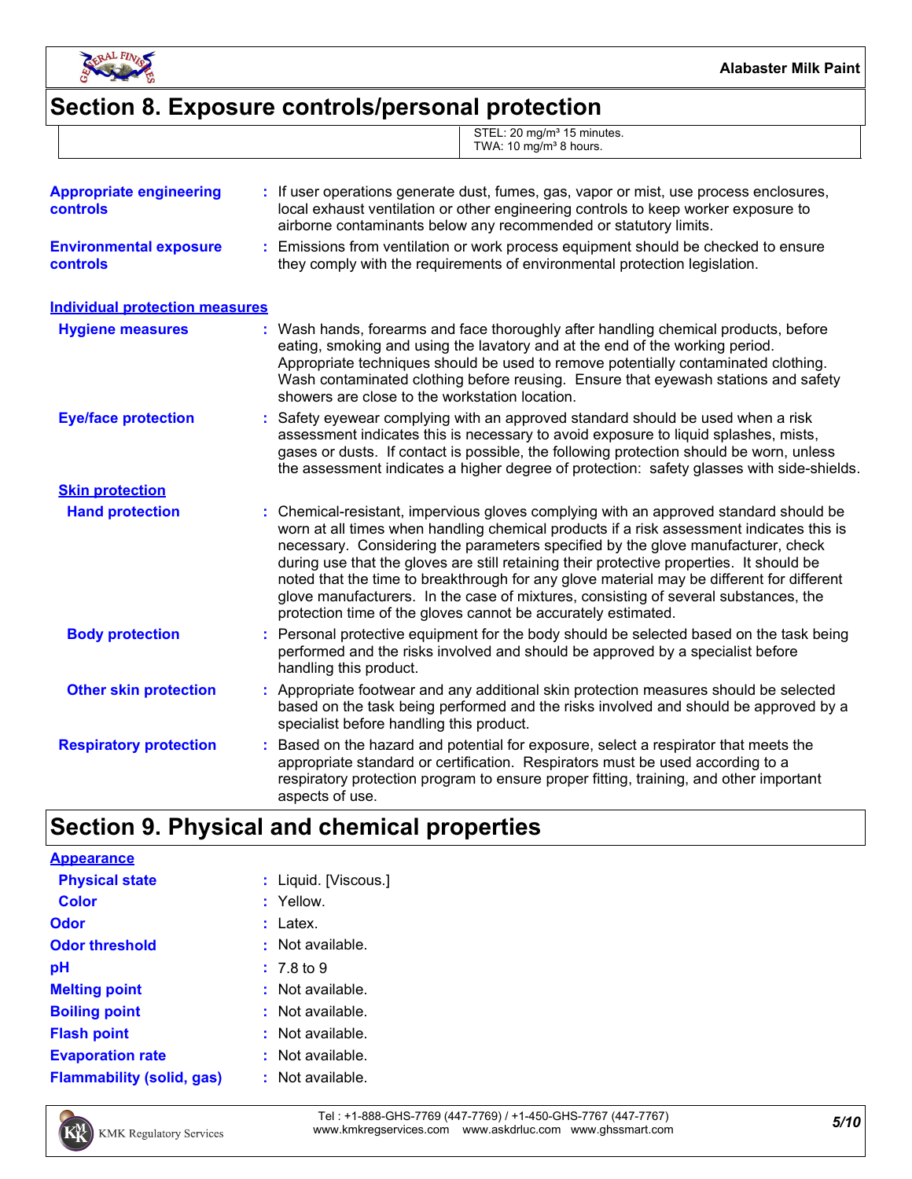## Section 8. Exposure controls/personal protection

| | STEL: 20 mg/m³ 15 minutes.<br>TWA: 10 mg/m³ 8 hours. |
|---|---|

**Appropriate engineering controls** : If user operations generate dust, fumes, gas, vapor or mist, use process enclosures, local exhaust ventilation or other engineering controls to keep worker exposure to airborne contaminants below any recommended or statutory limits.

**Environmental exposure controls** : Emissions from ventilation or work process equipment should be checked to ensure they comply with the requirements of environmental protection legislation.

### Individual protection measures

**Hygiene measures** : Wash hands, forearms and face thoroughly after handling chemical products, before eating, smoking and using the lavatory and at the end of the working period. Appropriate techniques should be used to remove potentially contaminated clothing. Wash contaminated clothing before reusing. Ensure that eyewash stations and safety showers are close to the workstation location.

**Eye/face protection** : Safety eyewear complying with an approved standard should be used when a risk assessment indicates this is necessary to avoid exposure to liquid splashes, mists, gases or dusts. If contact is possible, the following protection should be worn, unless the assessment indicates a higher degree of protection: safety glasses with side-shields.

**Skin protection**

**Hand protection** : Chemical-resistant, impervious gloves complying with an approved standard should be worn at all times when handling chemical products if a risk assessment indicates this is necessary. Considering the parameters specified by the glove manufacturer, check during use that the gloves are still retaining their protective properties. It should be noted that the time to breakthrough for any glove material may be different for different glove manufacturers. In the case of mixtures, consisting of several substances, the protection time of the gloves cannot be accurately estimated.

**Body protection** : Personal protective equipment for the body should be selected based on the task being performed and the risks involved and should be approved by a specialist before handling this product.

**Other skin protection** : Appropriate footwear and any additional skin protection measures should be selected based on the task being performed and the risks involved and should be approved by a specialist before handling this product.

**Respiratory protection** : Based on the hazard and potential for exposure, select a respirator that meets the appropriate standard or certification. Respirators must be used according to a respiratory protection program to ensure proper fitting, training, and other important aspects of use.

## Section 9. Physical and chemical properties

**Appearance**

**Physical state** : Liquid. [Viscous.]

**Color** : Yellow.

**Odor** : Latex.

**Odor threshold** : Not available.

**pH** : 7.8 to 9

**Melting point** : Not available.

**Boiling point** : Not available.

**Flash point** : Not available.

**Evaporation rate** : Not available.

**Flammability (solid, gas)** : Not available.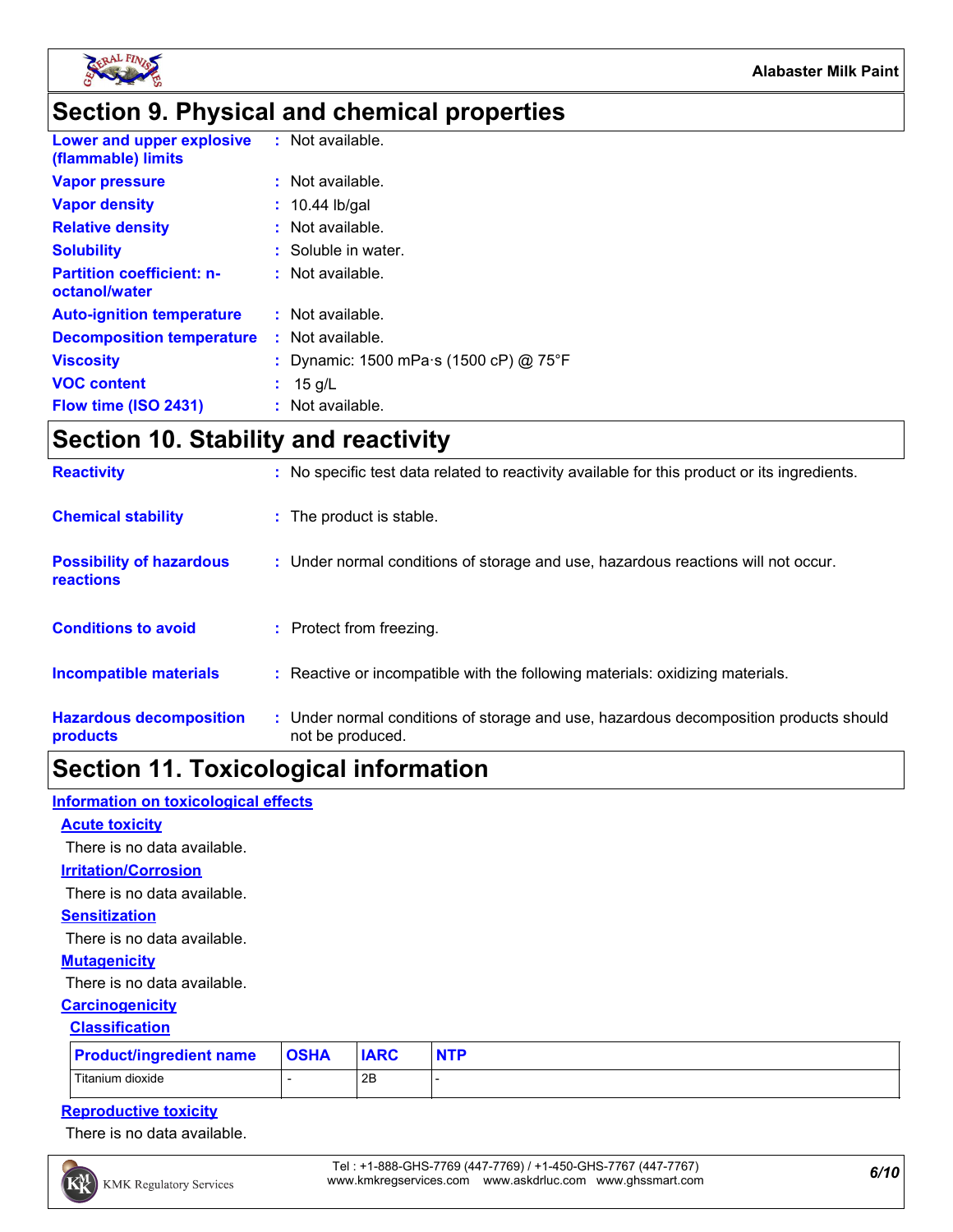## Section 9. Physical and chemical properties

| | |
|---|---|
| **Lower and upper explosive (flammable) limits** | : Not available. |
| **Vapor pressure** | : Not available. |
| **Vapor density** | : 10.44 lb/gal |
| **Relative density** | : Not available. |
| **Solubility** | : Soluble in water. |
| **Partition coefficient: n-octanol/water** | : Not available. |
| **Auto-ignition temperature** | : Not available. |
| **Decomposition temperature** | : Not available. |
| **Viscosity** | : Dynamic: 1500 mPa·s (1500 cP) @ 75°F |
| **VOC content** | : 15 g/L |
| **Flow time (ISO 2431)** | : Not available. |

## Section 10. Stability and reactivity

| | |
|---|---|
| **Reactivity** | : No specific test data related to reactivity available for this product or its ingredients. |
| **Chemical stability** | : The product is stable. |
| **Possibility of hazardous reactions** | : Under normal conditions of storage and use, hazardous reactions will not occur. |
| **Conditions to avoid** | : Protect from freezing. |
| **Incompatible materials** | : Reactive or incompatible with the following materials: oxidizing materials. |
| **Hazardous decomposition products** | : Under normal conditions of storage and use, hazardous decomposition products should not be produced. |

## Section 11. Toxicological information

### Information on toxicological effects

#### Acute toxicity

There is no data available.

#### Irritation/Corrosion

There is no data available.

#### Sensitization

There is no data available.

#### Mutagenicity

There is no data available.

#### Carcinogenicity

##### Classification

| Product/ingredient name | OSHA | IARC | NTP |
|---|---|---|---|
| Titanium dioxide | - | 2B | - |

#### Reproductive toxicity

There is no data available.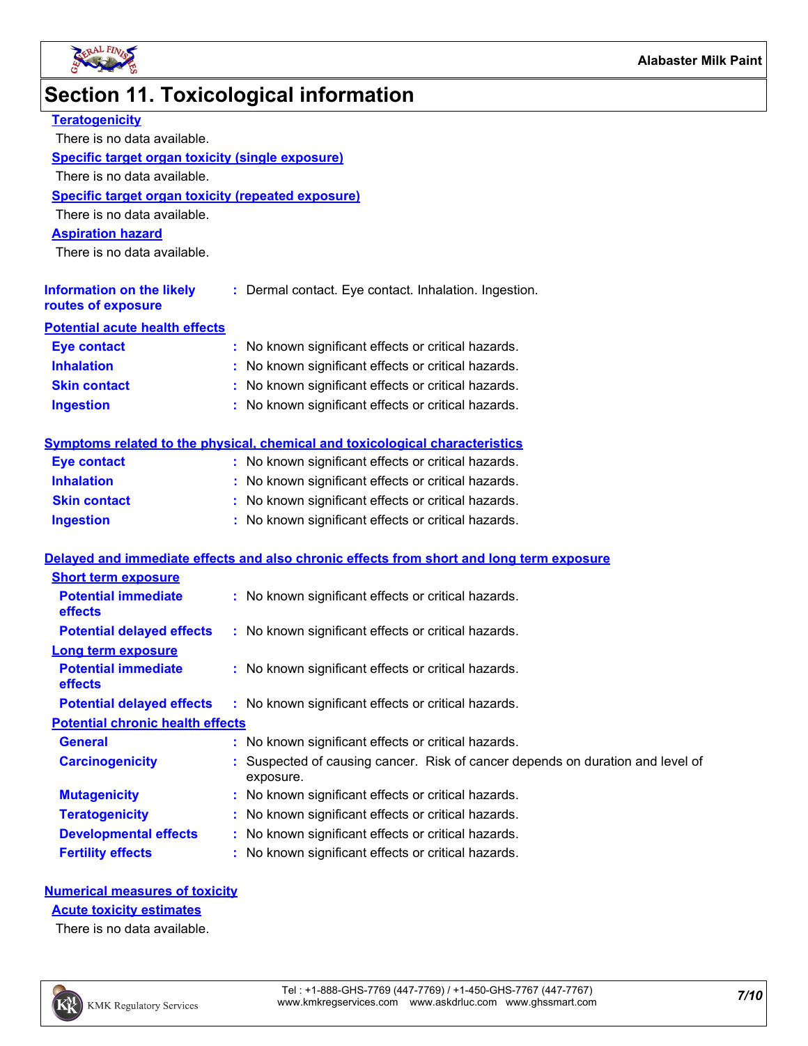# Section 11. Toxicological information

**Teratogenicity**

There is no data available.

**Specific target organ toxicity (single exposure)**

There is no data available.

**Specific target organ toxicity (repeated exposure)**

There is no data available.

**Aspiration hazard**

There is no data available.

**Information on the likely routes of exposure** : Dermal contact. Eye contact. Inhalation. Ingestion.

**Potential acute health effects**

| | |
|---|---|
| **Eye contact** | : No known significant effects or critical hazards. |
| **Inhalation** | : No known significant effects or critical hazards. |
| **Skin contact** | : No known significant effects or critical hazards. |
| **Ingestion** | : No known significant effects or critical hazards. |

**Symptoms related to the physical, chemical and toxicological characteristics**

| | |
|---|---|
| **Eye contact** | : No known significant effects or critical hazards. |
| **Inhalation** | : No known significant effects or critical hazards. |
| **Skin contact** | : No known significant effects or critical hazards. |
| **Ingestion** | : No known significant effects or critical hazards. |

**Delayed and immediate effects and also chronic effects from short and long term exposure**

**Short term exposure**

| | |
|---|---|
| **Potential immediate effects** | : No known significant effects or critical hazards. |
| **Potential delayed effects** | : No known significant effects or critical hazards. |

**Long term exposure**

| | |
|---|---|
| **Potential immediate effects** | : No known significant effects or critical hazards. |
| **Potential delayed effects** | : No known significant effects or critical hazards. |

**Potential chronic health effects**

| | |
|---|---|
| **General** | : No known significant effects or critical hazards. |
| **Carcinogenicity** | : Suspected of causing cancer. Risk of cancer depends on duration and level of exposure. |
| **Mutagenicity** | : No known significant effects or critical hazards. |
| **Teratogenicity** | : No known significant effects or critical hazards. |
| **Developmental effects** | : No known significant effects or critical hazards. |
| **Fertility effects** | : No known significant effects or critical hazards. |

**Numerical measures of toxicity**

**Acute toxicity estimates**

There is no data available.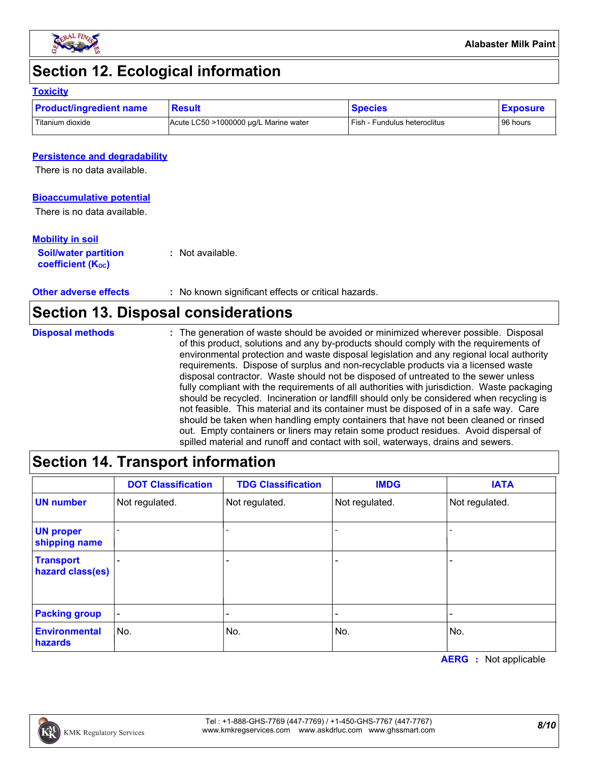## Section 12. Ecological information

### Toxicity

| Product/ingredient name | Result | Species | Exposure |
|---|---|---|---|
| Titanium dioxide | Acute LC50 >1000000 µg/L Marine water | Fish - Fundulus heteroclitus | 96 hours |

### Persistence and degradability

There is no data available.

### Bioaccumulative potential

There is no data available.

### Mobility in soil

**Soil/water partition coefficient ($K_{OC}$)** : Not available.

**Other adverse effects** : No known significant effects or critical hazards.

## Section 13. Disposal considerations

**Disposal methods** : The generation of waste should be avoided or minimized wherever possible. Disposal of this product, solutions and any by-products should comply with the requirements of environmental protection and waste disposal legislation and any regional local authority requirements. Dispose of surplus and non-recyclable products via a licensed waste disposal contractor. Waste should not be disposed of untreated to the sewer unless fully compliant with the requirements of all authorities with jurisdiction. Waste packaging should be recycled. Incineration or landfill should only be considered when recycling is not feasible. This material and its container must be disposed of in a safe way. Care should be taken when handling empty containers that have not been cleaned or rinsed out. Empty containers or liners may retain some product residues. Avoid dispersal of spilled material and runoff and contact with soil, waterways, drains and sewers.

## Section 14. Transport information

| | DOT Classification | TDG Classification | IMDG | IATA |
|---|---|---|---|---|
| UN number | Not regulated. | Not regulated. | Not regulated. | Not regulated. |
| UN proper shipping name | - | - | - | - |
| Transport hazard class(es) | - | - | - | - |
| Packing group | - | - | - | - |
| Environmental hazards | No. | No. | No. | No. |

**AERG** : Not applicable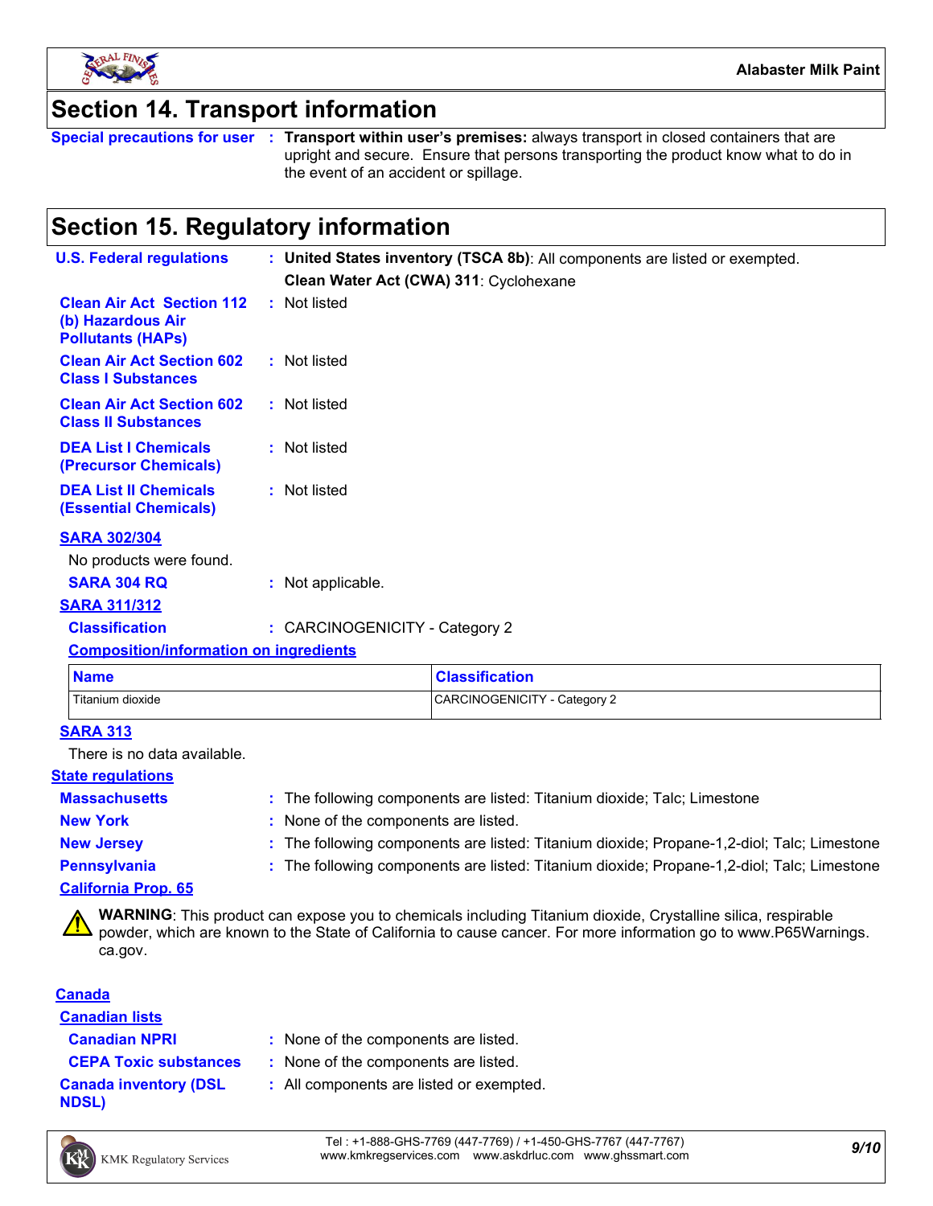## Section 14. Transport information

**Special precautions for user** : **Transport within user's premises:** always transport in closed containers that are upright and secure. Ensure that persons transporting the product know what to do in the event of an accident or spillage.

## Section 15. Regulatory information

**U.S. Federal regulations** : **United States inventory (TSCA 8b)**: All components are listed or exempted.
**Clean Water Act (CWA) 311**: Cyclohexane

**Clean Air Act Section 112 (b) Hazardous Air Pollutants (HAPs)** : Not listed

**Clean Air Act Section 602 Class I Substances** : Not listed

**Clean Air Act Section 602 Class II Substances** : Not listed

**DEA List I Chemicals (Precursor Chemicals)** : Not listed

**DEA List II Chemicals (Essential Chemicals)** : Not listed

**SARA 302/304**

No products were found.

**SARA 304 RQ** : Not applicable.

**SARA 311/312**

**Classification** : CARCINOGENICITY - Category 2

**Composition/information on ingredients**

| Name | Classification |
| --- | --- |
| Titanium dioxide | CARCINOGENICITY - Category 2 |

**SARA 313**

There is no data available.

**State regulations**

**Massachusetts** : The following components are listed: Titanium dioxide; Talc; Limestone

**New York** : None of the components are listed.

**New Jersey** : The following components are listed: Titanium dioxide; Propane-1,2-diol; Talc; Limestone

**Pennsylvania** : The following components are listed: Titanium dioxide; Propane-1,2-diol; Talc; Limestone

**California Prop. 65**

⚠ **WARNING**: This product can expose you to chemicals including Titanium dioxide, Crystalline silica, respirable powder, which are known to the State of California to cause cancer. For more information go to www.P65Warnings.ca.gov.

**Canada**

**Canadian lists**

**Canadian NPRI** : None of the components are listed.

**CEPA Toxic substances** : None of the components are listed.

**Canada inventory (DSL NDSL)** : All components are listed or exempted.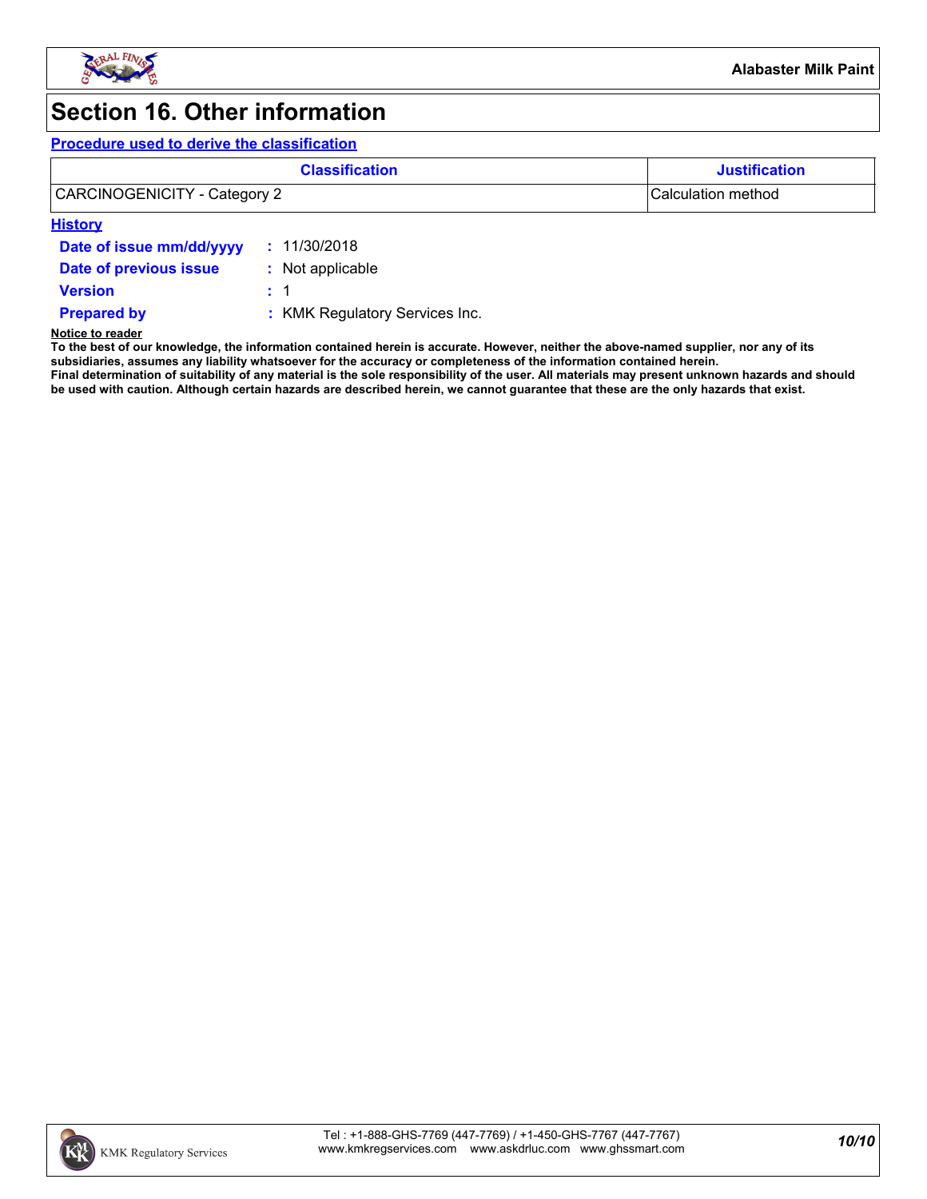# Section 16. Other information

**Procedure used to derive the classification**

| Classification | Justification |
|---|---|
| CARCINOGENICITY - Category 2 | Calculation method |

**History**

**Date of issue mm/dd/yyyy** : 11/30/2018

**Date of previous issue** : Not applicable

**Version** : 1

**Prepared by** : KMK Regulatory Services Inc.

**Notice to reader**

**To the best of our knowledge, the information contained herein is accurate. However, neither the above-named supplier, nor any of its subsidiaries, assumes any liability whatsoever for the accuracy or completeness of the information contained herein.**
**Final determination of suitability of any material is the sole responsibility of the user. All materials may present unknown hazards and should be used with caution. Although certain hazards are described herein, we cannot guarantee that these are the only hazards that exist.**